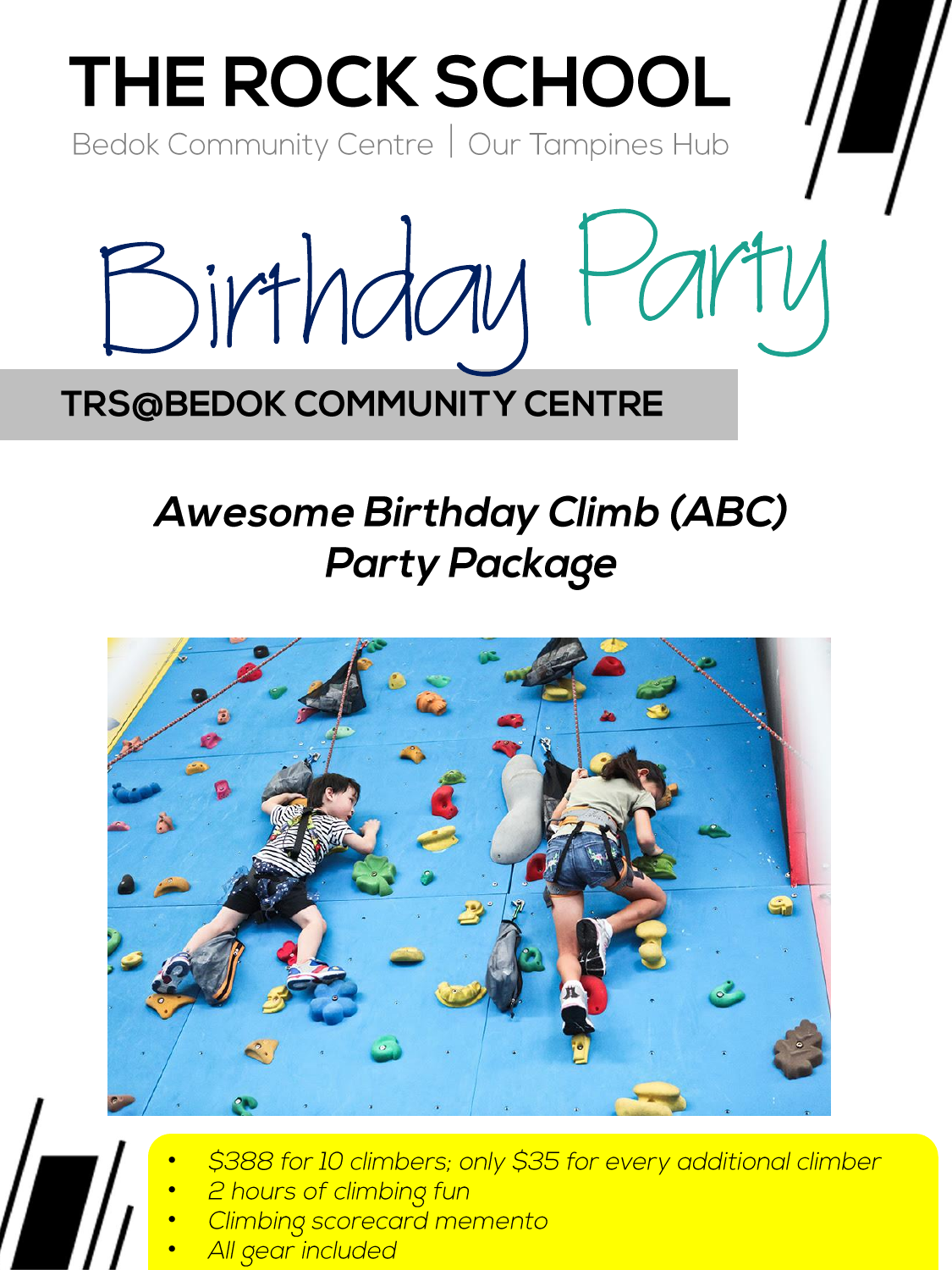# THE ROCK SCHOOL

Bedok Community Centre | Our Tampines Hub

# Birthday Party

## TRS@BEDOK COMMUNITY CENTRE

### *Awesome Birthday Climb (ABC) Party Package*

- *$388 for 10 climbers; only $35 for every additional climber*
- *2 hours of climbing fun*
- *Climbing scorecard memento*
- *All gear included*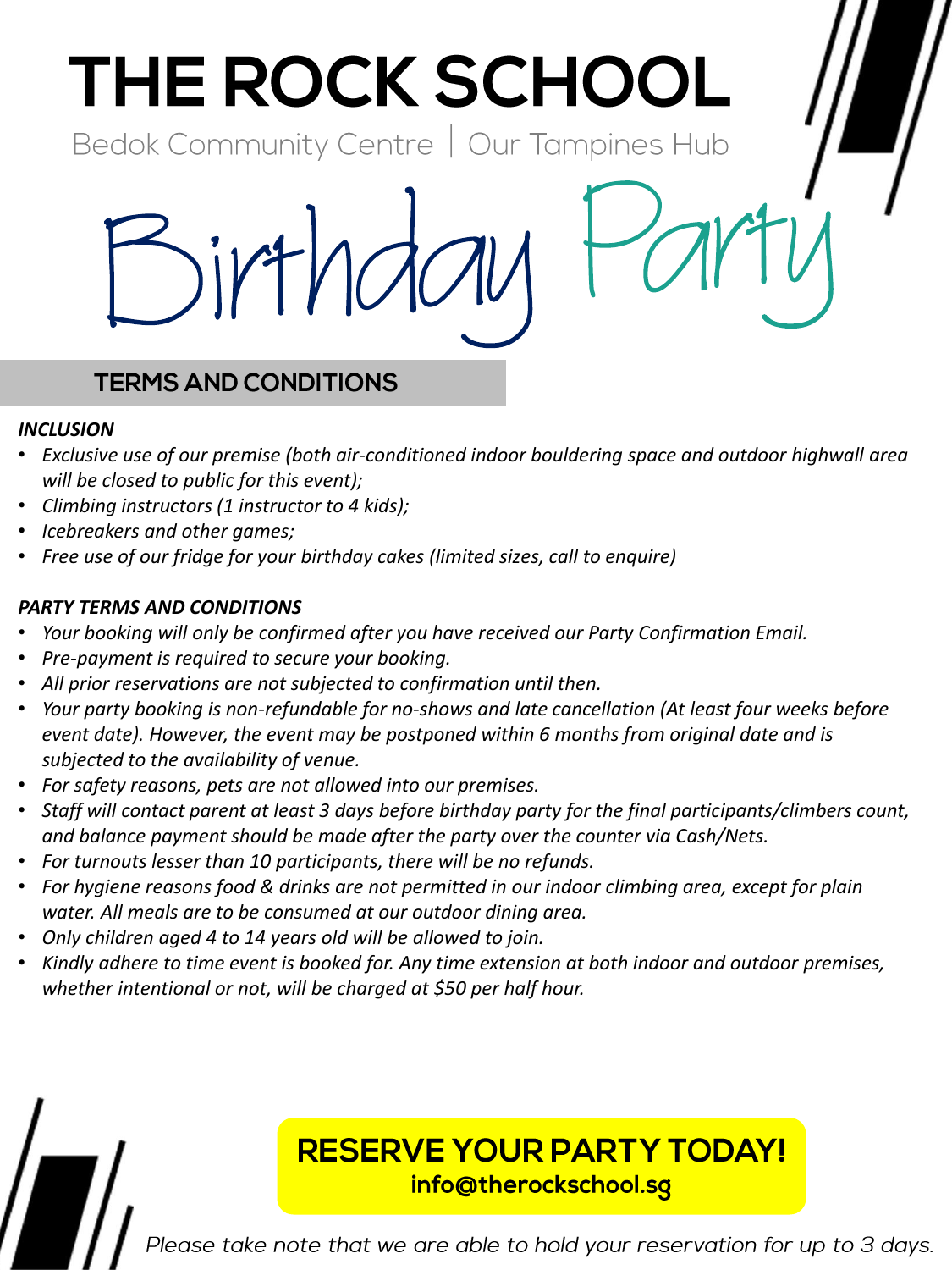# THE ROCK SCHOOL

Bedok Community Centre | Our Tampines Hub

## Birthday Party

### TERMS AND CONDITIONS

***INCLUSION***

- *Exclusive use of our premise (both air-conditioned indoor bouldering space and outdoor highwall area will be closed to public for this event);*
- *Climbing instructors (1 instructor to 4 kids);*
- *Icebreakers and other games;*
- *Free use of our fridge for your birthday cakes (limited sizes, call to enquire)*

***PARTY TERMS AND CONDITIONS***

- *Your booking will only be confirmed after you have received our Party Confirmation Email.*
- *Pre-payment is required to secure your booking.*
- *All prior reservations are not subjected to confirmation until then.*
- *Your party booking is non-refundable for no-shows and late cancellation (At least four weeks before event date). However, the event may be postponed within 6 months from original date and is subjected to the availability of venue.*
- *For safety reasons, pets are not allowed into our premises.*
- *Staff will contact parent at least 3 days before birthday party for the final participants/climbers count, and balance payment should be made after the party over the counter via Cash/Nets.*
- *For turnouts lesser than 10 participants, there will be no refunds.*
- *For hygiene reasons food & drinks are not permitted in our indoor climbing area, except for plain water. All meals are to be consumed at our outdoor dining area.*
- *Only children aged 4 to 14 years old will be allowed to join.*
- *Kindly adhere to time event is booked for. Any time extension at both indoor and outdoor premises, whether intentional or not, will be charged at $50 per half hour.*

**RESERVE YOUR PARTY TODAY!**

**info@therockschool.sg**

*Please take note that we are able to hold your reservation for up to 3 days.*